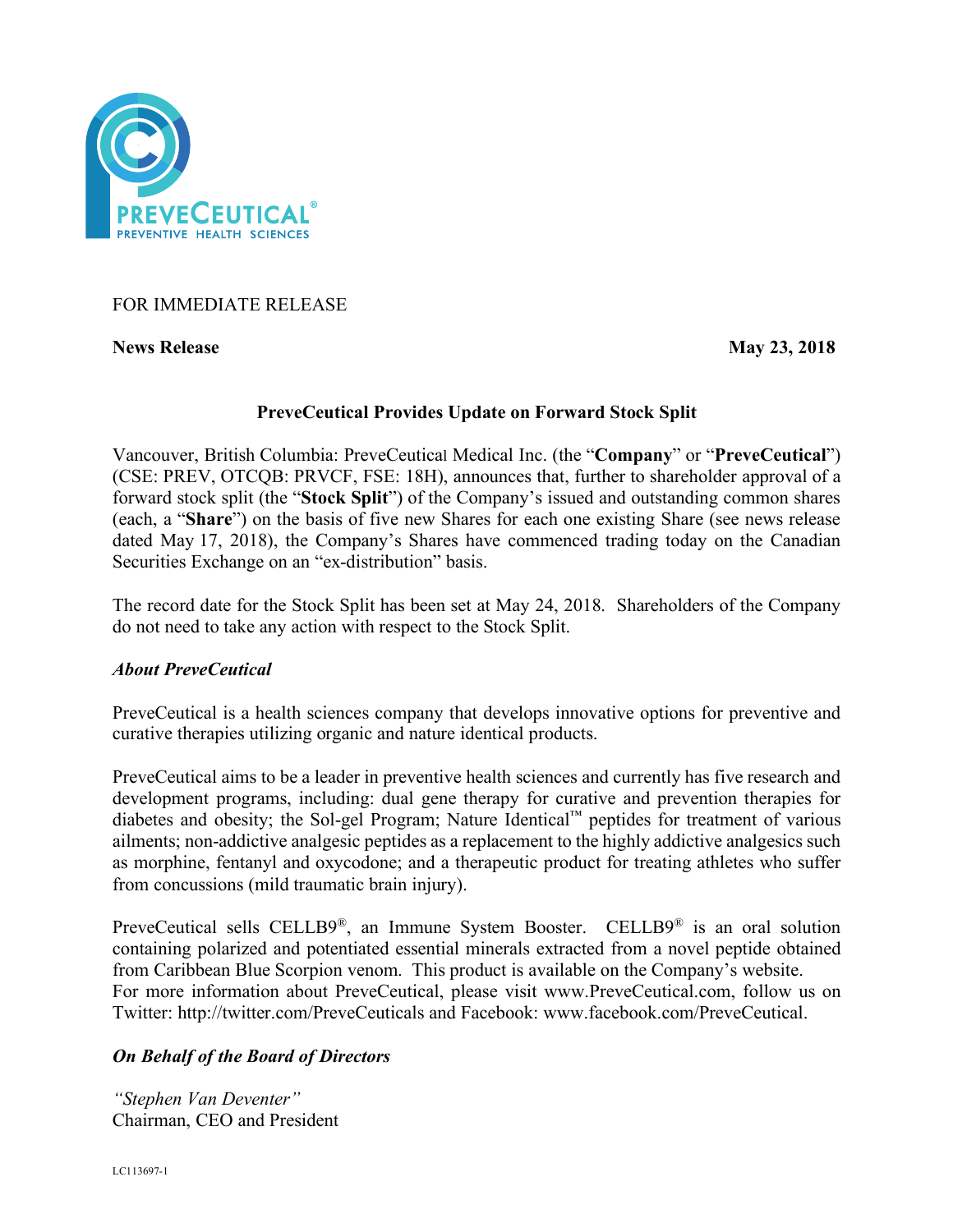FOR IMMEDIATE RELEASE

**News Release** **May 23, 2018**

## PreveCeutical Provides Update on Forward Stock Split

Vancouver, British Columbia: PreveCeutical Medical Inc. (the "**Company**" or "**PreveCeutical**") (CSE: PREV, OTCQB: PRVCF, FSE: 18H), announces that, further to shareholder approval of a forward stock split (the "**Stock Split**") of the Company's issued and outstanding common shares (each, a "**Share**") on the basis of five new Shares for each one existing Share (see news release dated May 17, 2018), the Company's Shares have commenced trading today on the Canadian Securities Exchange on an "ex-distribution" basis.

The record date for the Stock Split has been set at May 24, 2018. Shareholders of the Company do not need to take any action with respect to the Stock Split.

### *About PreveCeutical*

PreveCeutical is a health sciences company that develops innovative options for preventive and curative therapies utilizing organic and nature identical products.

PreveCeutical aims to be a leader in preventive health sciences and currently has five research and development programs, including: dual gene therapy for curative and prevention therapies for diabetes and obesity; the Sol-gel Program; Nature Identical™ peptides for treatment of various ailments; non-addictive analgesic peptides as a replacement to the highly addictive analgesics such as morphine, fentanyl and oxycodone; and a therapeutic product for treating athletes who suffer from concussions (mild traumatic brain injury).

PreveCeutical sells CELLB9®, an Immune System Booster. CELLB9® is an oral solution containing polarized and potentiated essential minerals extracted from a novel peptide obtained from Caribbean Blue Scorpion venom. This product is available on the Company's website.
For more information about PreveCeutical, please visit www.PreveCeutical.com, follow us on Twitter: http://twitter.com/PreveCeuticals and Facebook: www.facebook.com/PreveCeutical.

### *On Behalf of the Board of Directors*

*"Stephen Van Deventer"*
Chairman, CEO and President

LC113697-1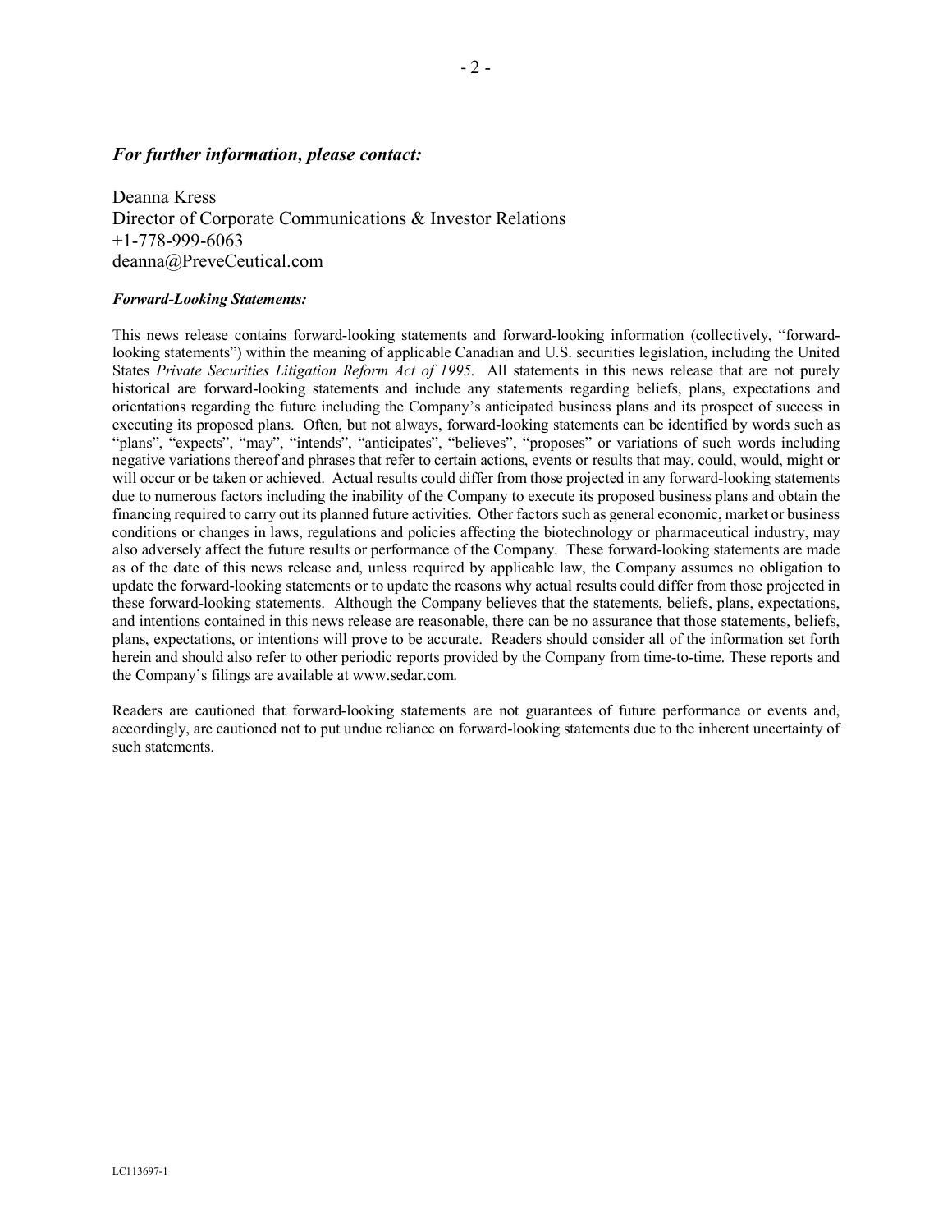***For further information, please contact:***

Deanna Kress
Director of Corporate Communications & Investor Relations
+1-778-999-6063
deanna@PreveCeutical.com

***Forward-Looking Statements:***

This news release contains forward-looking statements and forward-looking information (collectively, "forward-looking statements") within the meaning of applicable Canadian and U.S. securities legislation, including the United States *Private Securities Litigation Reform Act of 1995*. All statements in this news release that are not purely historical are forward-looking statements and include any statements regarding beliefs, plans, expectations and orientations regarding the future including the Company's anticipated business plans and its prospect of success in executing its proposed plans. Often, but not always, forward-looking statements can be identified by words such as "plans", "expects", "may", "intends", "anticipates", "believes", "proposes" or variations of such words including negative variations thereof and phrases that refer to certain actions, events or results that may, could, would, might or will occur or be taken or achieved. Actual results could differ from those projected in any forward-looking statements due to numerous factors including the inability of the Company to execute its proposed business plans and obtain the financing required to carry out its planned future activities. Other factors such as general economic, market or business conditions or changes in laws, regulations and policies affecting the biotechnology or pharmaceutical industry, may also adversely affect the future results or performance of the Company. These forward-looking statements are made as of the date of this news release and, unless required by applicable law, the Company assumes no obligation to update the forward-looking statements or to update the reasons why actual results could differ from those projected in these forward-looking statements. Although the Company believes that the statements, beliefs, plans, expectations, and intentions contained in this news release are reasonable, there can be no assurance that those statements, beliefs, plans, expectations, or intentions will prove to be accurate. Readers should consider all of the information set forth herein and should also refer to other periodic reports provided by the Company from time-to-time. These reports and the Company's filings are available at www.sedar.com.

Readers are cautioned that forward-looking statements are not guarantees of future performance or events and, accordingly, are cautioned not to put undue reliance on forward-looking statements due to the inherent uncertainty of such statements.

LC113697-1